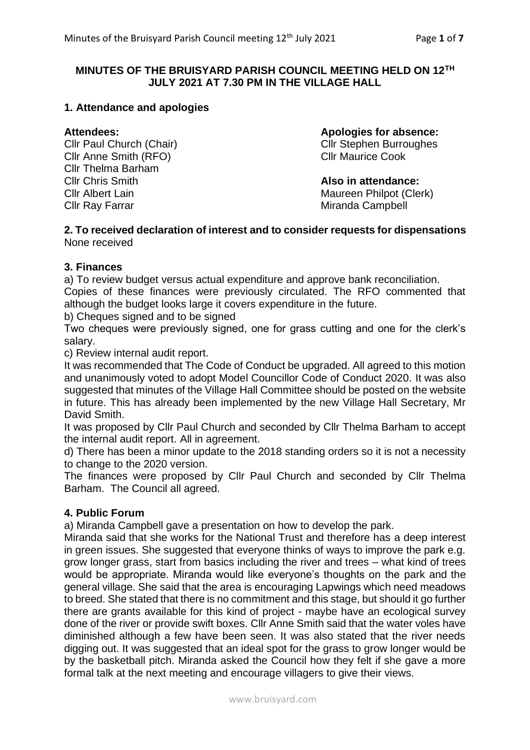# MINUTES OF THE BRUISYARD PARISH COUNCIL MEETING HELD ON 12TH JULY 2021 AT 7.30 PM IN THE VILLAGE HALL

## 1. Attendance and apologies

**Attendees:**
Cllr Paul Church (Chair)
Cllr Anne Smith (RFO)
Cllr Thelma Barham
Cllr Chris Smith
Cllr Albert Lain
Cllr Ray Farrar

**Apologies for absence:**
Cllr Stephen Burroughes
Cllr Maurice Cook

**Also in attendance:**
Maureen Philpot (Clerk)
Miranda Campbell

## 2. To received declaration of interest and to consider requests for dispensations

None received

## 3. Finances

a) To review budget versus actual expenditure and approve bank reconciliation.
Copies of these finances were previously circulated. The RFO commented that although the budget looks large it covers expenditure in the future.

b) Cheques signed and to be signed
Two cheques were previously signed, one for grass cutting and one for the clerk's salary.

c) Review internal audit report.
It was recommended that The Code of Conduct be upgraded. All agreed to this motion and unanimously voted to adopt Model Councillor Code of Conduct 2020. It was also suggested that minutes of the Village Hall Committee should be posted on the website in future. This has already been implemented by the new Village Hall Secretary, Mr David Smith.
It was proposed by Cllr Paul Church and seconded by Cllr Thelma Barham to accept the internal audit report. All in agreement.

d) There has been a minor update to the 2018 standing orders so it is not a necessity to change to the 2020 version.

The finances were proposed by Cllr Paul Church and seconded by Cllr Thelma Barham. The Council all agreed.

## 4. Public Forum

a) Miranda Campbell gave a presentation on how to develop the park.
Miranda said that she works for the National Trust and therefore has a deep interest in green issues. She suggested that everyone thinks of ways to improve the park e.g. grow longer grass, start from basics including the river and trees – what kind of trees would be appropriate. Miranda would like everyone's thoughts on the park and the general village. She said that the area is encouraging Lapwings which need meadows to breed. She stated that there is no commitment and this stage, but should it go further there are grants available for this kind of project - maybe have an ecological survey done of the river or provide swift boxes. Cllr Anne Smith said that the water voles have diminished although a few have been seen. It was also stated that the river needs digging out. It was suggested that an ideal spot for the grass to grow longer would be by the basketball pitch. Miranda asked the Council how they felt if she gave a more formal talk at the next meeting and encourage villagers to give their views.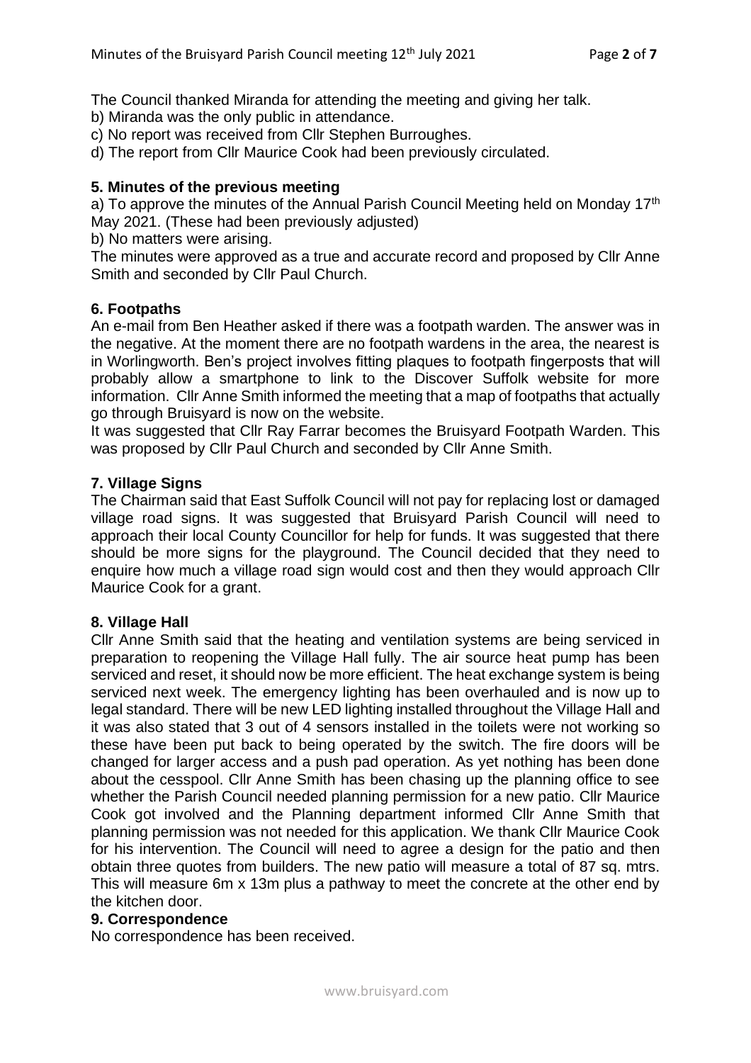The Council thanked Miranda for attending the meeting and giving her talk.

b) Miranda was the only public in attendance.

c) No report was received from Cllr Stephen Burroughes.

d) The report from Cllr Maurice Cook had been previously circulated.

**5. Minutes of the previous meeting**

a) To approve the minutes of the Annual Parish Council Meeting held on Monday 17th May 2021. (These had been previously adjusted)

b) No matters were arising.

The minutes were approved as a true and accurate record and proposed by Cllr Anne Smith and seconded by Cllr Paul Church.

**6. Footpaths**

An e-mail from Ben Heather asked if there was a footpath warden. The answer was in the negative. At the moment there are no footpath wardens in the area, the nearest is in Worlingworth. Ben's project involves fitting plaques to footpath fingerposts that will probably allow a smartphone to link to the Discover Suffolk website for more information. Cllr Anne Smith informed the meeting that a map of footpaths that actually go through Bruisyard is now on the website.

It was suggested that Cllr Ray Farrar becomes the Bruisyard Footpath Warden. This was proposed by Cllr Paul Church and seconded by Cllr Anne Smith.

**7. Village Signs**

The Chairman said that East Suffolk Council will not pay for replacing lost or damaged village road signs. It was suggested that Bruisyard Parish Council will need to approach their local County Councillor for help for funds. It was suggested that there should be more signs for the playground. The Council decided that they need to enquire how much a village road sign would cost and then they would approach Cllr Maurice Cook for a grant.

**8. Village Hall**

Cllr Anne Smith said that the heating and ventilation systems are being serviced in preparation to reopening the Village Hall fully. The air source heat pump has been serviced and reset, it should now be more efficient. The heat exchange system is being serviced next week. The emergency lighting has been overhauled and is now up to legal standard. There will be new LED lighting installed throughout the Village Hall and it was also stated that 3 out of 4 sensors installed in the toilets were not working so these have been put back to being operated by the switch. The fire doors will be changed for larger access and a push pad operation. As yet nothing has been done about the cesspool. Cllr Anne Smith has been chasing up the planning office to see whether the Parish Council needed planning permission for a new patio. Cllr Maurice Cook got involved and the Planning department informed Cllr Anne Smith that planning permission was not needed for this application. We thank Cllr Maurice Cook for his intervention. The Council will need to agree a design for the patio and then obtain three quotes from builders. The new patio will measure a total of 87 sq. mtrs. This will measure 6m x 13m plus a pathway to meet the concrete at the other end by the kitchen door.

**9. Correspondence**

No correspondence has been received.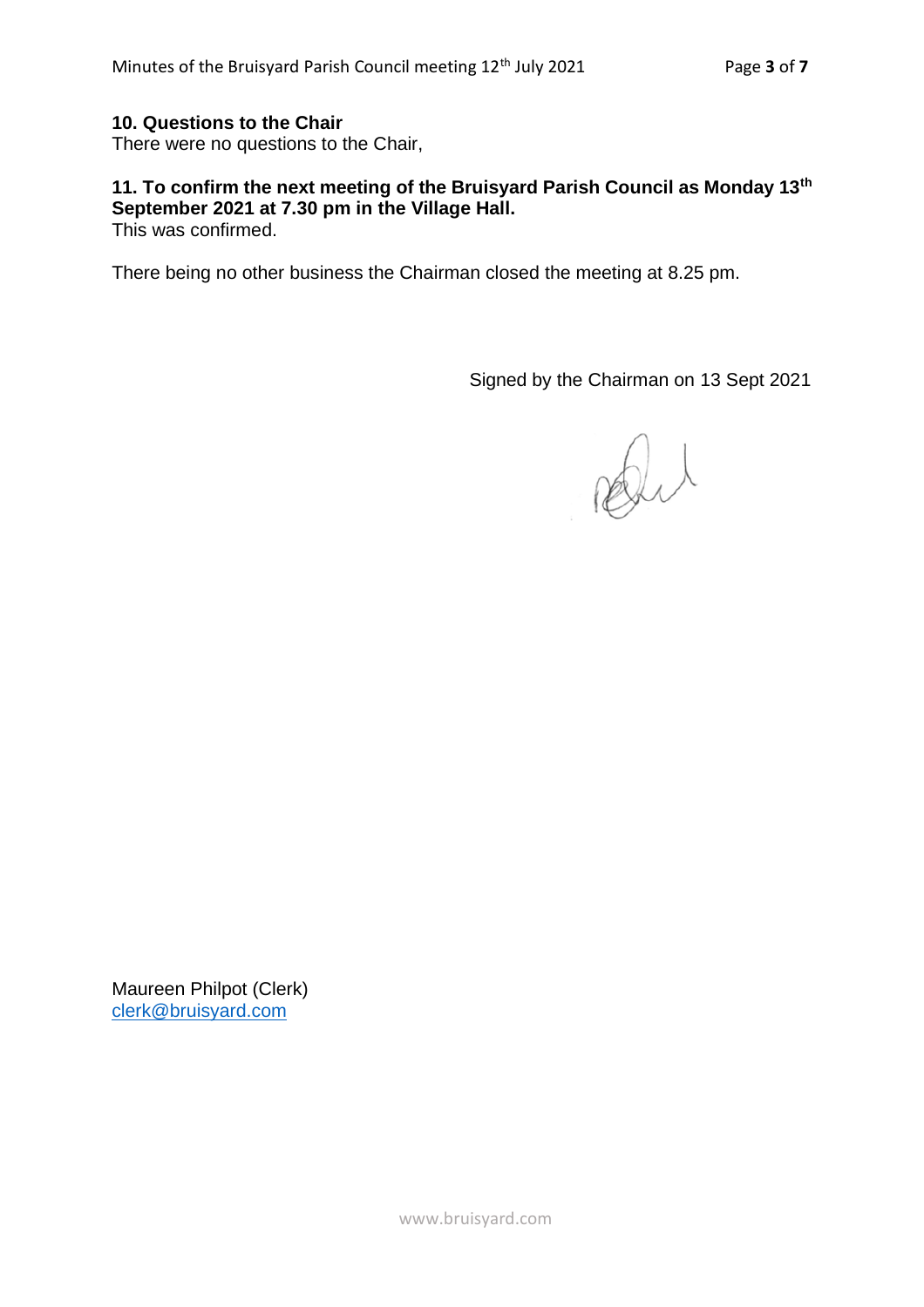### 10. Questions to the Chair

There were no questions to the Chair,

### 11. To confirm the next meeting of the Bruisyard Parish Council as Monday 13th September 2021 at 7.30 pm in the Village Hall.

This was confirmed.

There being no other business the Chairman closed the meeting at 8.25 pm.

Signed by the Chairman on 13 Sept 2021

Maureen Philpot (Clerk)
clerk@bruisyard.com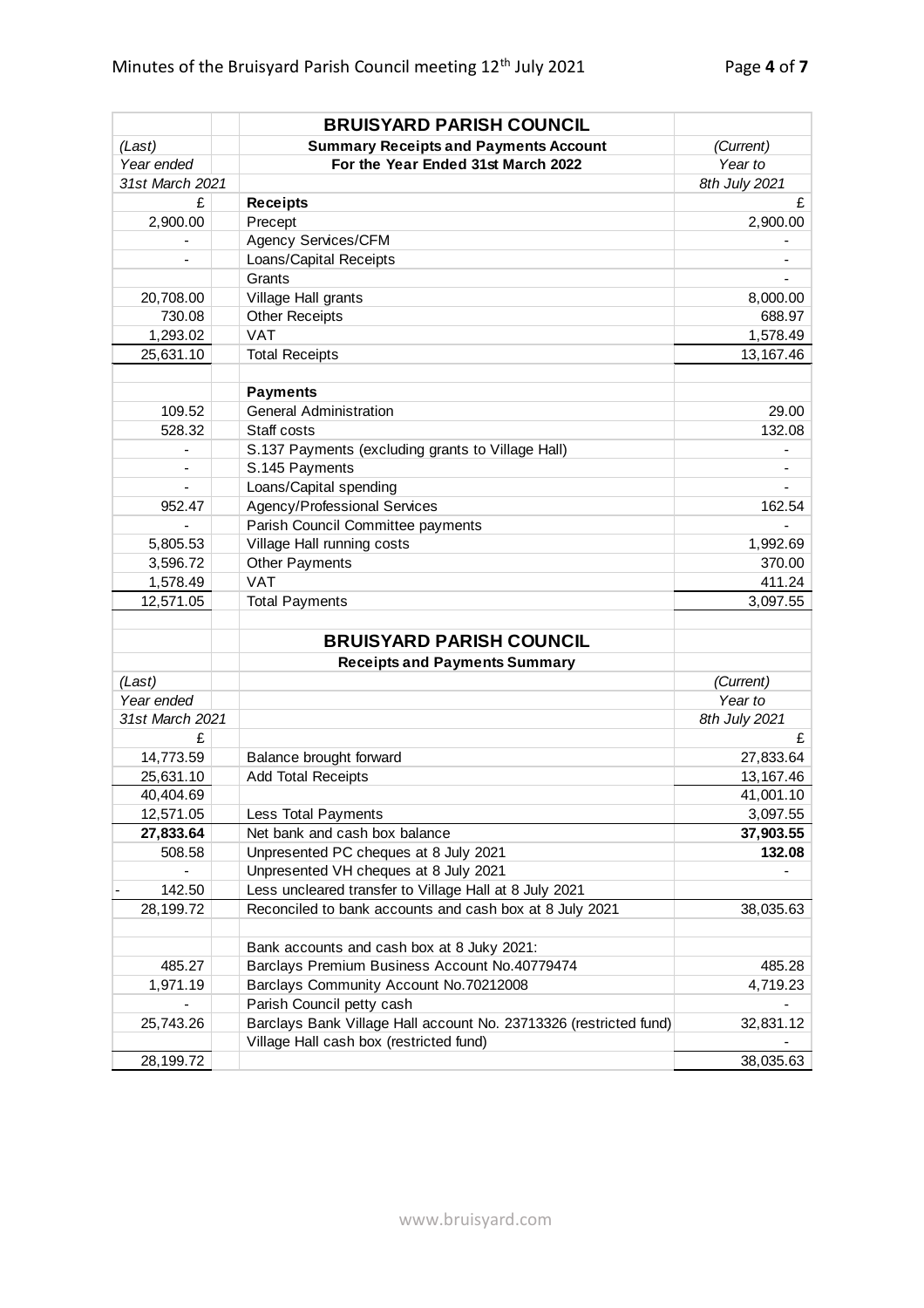## BRUISYARD PARISH COUNCIL

| (Last) Year ended 31st March 2021 | Summary Receipts and Payments Account For the Year Ended 31st March 2022 | (Current) Year to 8th July 2021 |
|---|---|---|
| £ | **Receipts** | £ |
| 2,900.00 | Precept | 2,900.00 |
| - | Agency Services/CFM | - |
| - | Loans/Capital Receipts | - |
| | Grants | - |
| 20,708.00 | Village Hall grants | 8,000.00 |
| 730.08 | Other Receipts | 688.97 |
| 1,293.02 | VAT | 1,578.49 |
| 25,631.10 | Total Receipts | 13,167.46 |
| | | |
| | **Payments** | |
| 109.52 | General Administration | 29.00 |
| 528.32 | Staff costs | 132.08 |
| - | S.137 Payments (excluding grants to Village Hall) | - |
| - | S.145 Payments | - |
| - | Loans/Capital spending | - |
| 952.47 | Agency/Professional Services | 162.54 |
| - | Parish Council Committee payments | - |
| 5,805.53 | Village Hall running costs | 1,992.69 |
| 3,596.72 | Other Payments | 370.00 |
| 1,578.49 | VAT | 411.24 |
| 12,571.05 | Total Payments | 3,097.55 |

## BRUISYARD PARISH COUNCIL

**Receipts and Payments Summary**

| (Last) Year ended 31st March 2021 | | (Current) Year to 8th July 2021 |
|---|---|---|
| £ | | £ |
| 14,773.59 | Balance brought forward | 27,833.64 |
| 25,631.10 | Add Total Receipts | 13,167.46 |
| 40,404.69 | | 41,001.10 |
| 12,571.05 | Less Total Payments | 3,097.55 |
| **27,833.64** | Net bank and cash box balance | **37,903.55** |
| 508.58 | Unpresented PC cheques at 8 July 2021 | **132.08** |
| - | Unpresented VH cheques at 8 July 2021 | - |
| - 142.50 | Less uncleared transfer to Village Hall at 8 July 2021 | |
| 28,199.72 | Reconciled to bank accounts and cash box at 8 July 2021 | 38,035.63 |
| | | |
| | Bank accounts and cash box at 8 Juky 2021: | |
| 485.27 | Barclays Premium Business Account No.40779474 | 485.28 |
| 1,971.19 | Barclays Community Account No.70212008 | 4,719.23 |
| - | Parish Council petty cash | - |
| 25,743.26 | Barclays Bank Village Hall account No. 23713326 (restricted fund) | 32,831.12 |
| | Village Hall cash box (restricted fund) | - |
| 28,199.72 | | 38,035.63 |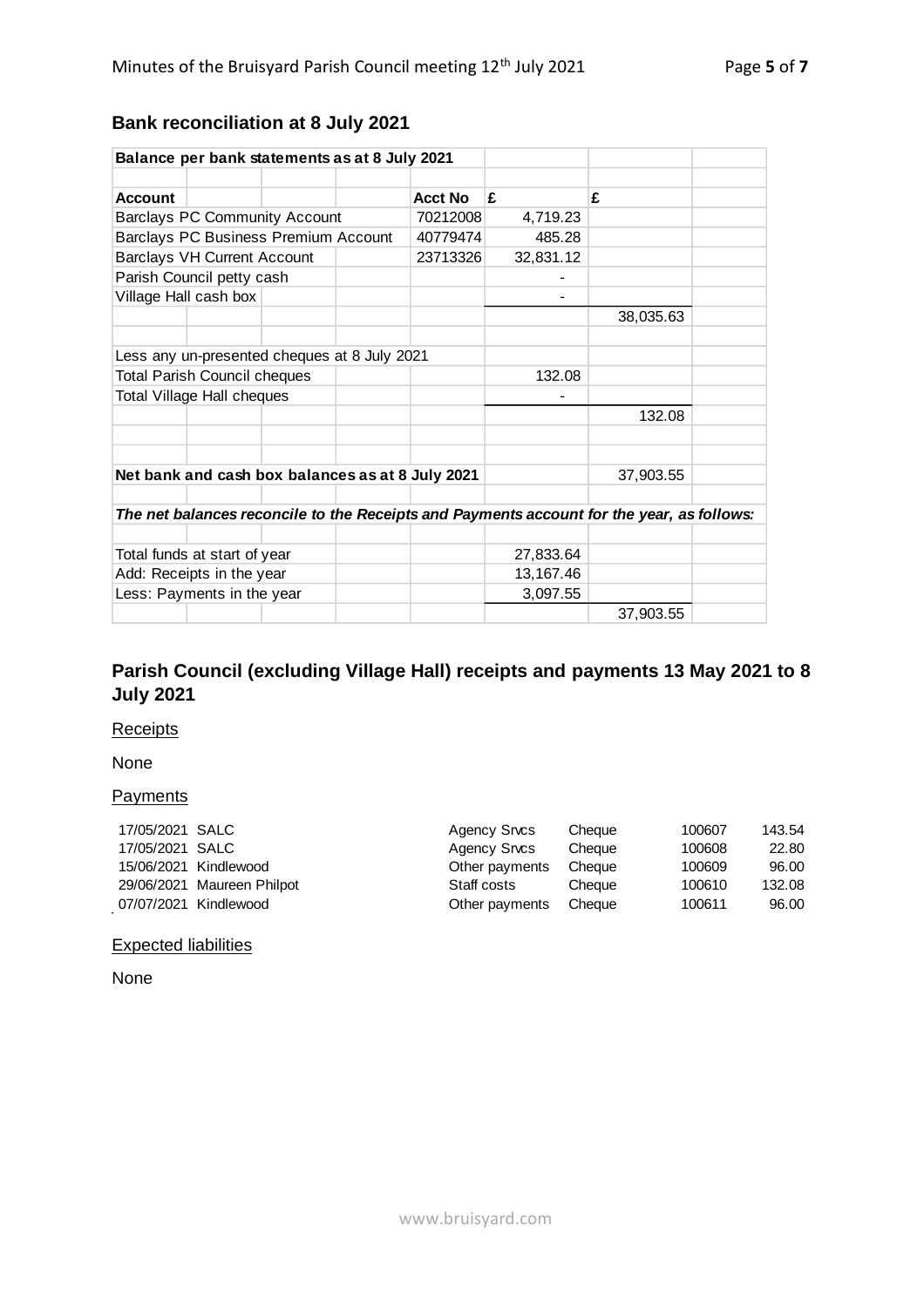## Bank reconciliation at 8 July 2021

| Balance per bank statements as at 8 July 2021 | | | |
|---|---|---|---|
| **Account** | **Acct No** | **£** | **£** |
| Barclays PC Community Account | 70212008 | 4,719.23 | |
| Barclays PC Business Premium Account | 40779474 | 485.28 | |
| Barclays VH Current Account | 23713326 | 32,831.12 | |
| Parish Council petty cash | | - | |
| Village Hall cash box | | - | |
| | | | 38,035.63 |
| Less any un-presented cheques at 8 July 2021 | | | |
| Total Parish Council cheques | | 132.08 | |
| Total Village Hall cheques | | - | |
| | | | 132.08 |
| **Net bank and cash box balances as at 8 July 2021** | | | 37,903.55 |
| ***The net balances reconcile to the Receipts and Payments account for the year, as follows:*** | | | |
| Total funds at start of year | | 27,833.64 | |
| Add: Receipts in the year | | 13,167.46 | |
| Less: Payments in the year | | 3,097.55 | |
| | | | 37,903.55 |

## Parish Council (excluding Village Hall) receipts and payments 13 May 2021 to 8 July 2021

Receipts

None

Payments

| Date | Payee | Category | Method | Cheque No | Amount |
|---|---|---|---|---|---|
| 17/05/2021 | SALC | Agency Srvcs | Cheque | 100607 | 143.54 |
| 17/05/2021 | SALC | Agency Srvcs | Cheque | 100608 | 22.80 |
| 15/06/2021 | Kindlewood | Other payments | Cheque | 100609 | 96.00 |
| 29/06/2021 | Maureen Philpot | Staff costs | Cheque | 100610 | 132.08 |
| 07/07/2021 | Kindlewood | Other payments | Cheque | 100611 | 96.00 |

Expected liabilities

None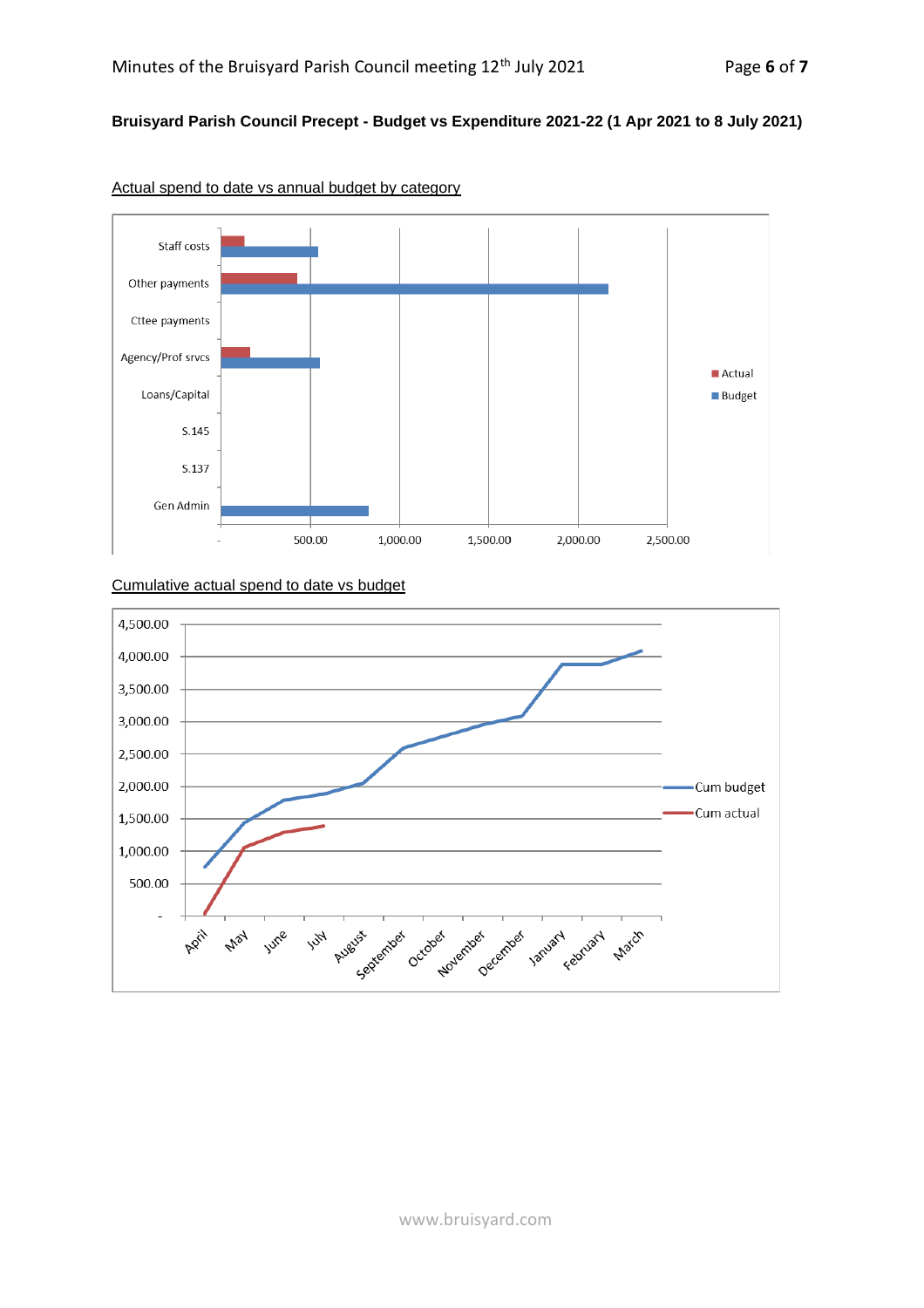**Bruisyard Parish Council Precept - Budget vs Expenditure 2021-22 (1 Apr 2021 to 8 July 2021)**

Actual spend to date vs annual budget by category

Staff costs
Other payments
Cttee payments
Agency/Prof srvcs
Loans/Capital
S.145
S.137
Gen Admin

- 500.00 1,000.00 1,500.00 2,000.00 2,500.00

Actual
Budget

Cumulative actual spend to date vs budget

4,500.00
4,000.00
3,500.00
3,000.00
2,500.00
2,000.00
1,500.00
1,000.00
500.00
-

April May June July August September October November December January February March

Cum budget
Cum actual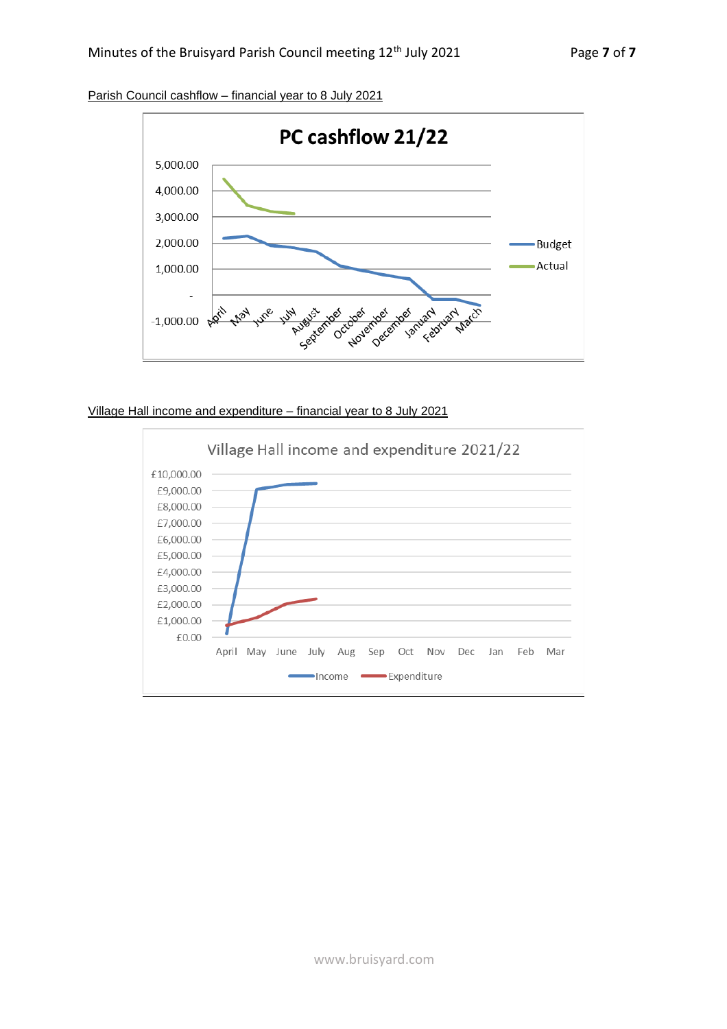Parish Council cashflow – financial year to 8 July 2021

PC cashflow 21/22

5,000.00
4,000.00
3,000.00
2,000.00
1,000.00
-
-1,000.00

April
May
June
July
August
September
October
November
December
January
February
March

Budget
Actual

Village Hall income and expenditure – financial year to 8 July 2021

Village Hall income and expenditure 2021/22

£10,000.00
£9,000.00
£8,000.00
£7,000.00
£6,000.00
£5,000.00
£4,000.00
£3,000.00
£2,000.00
£1,000.00
£0.00

April May June July Aug Sep Oct Nov Dec Jan Feb Mar

Income
Expenditure